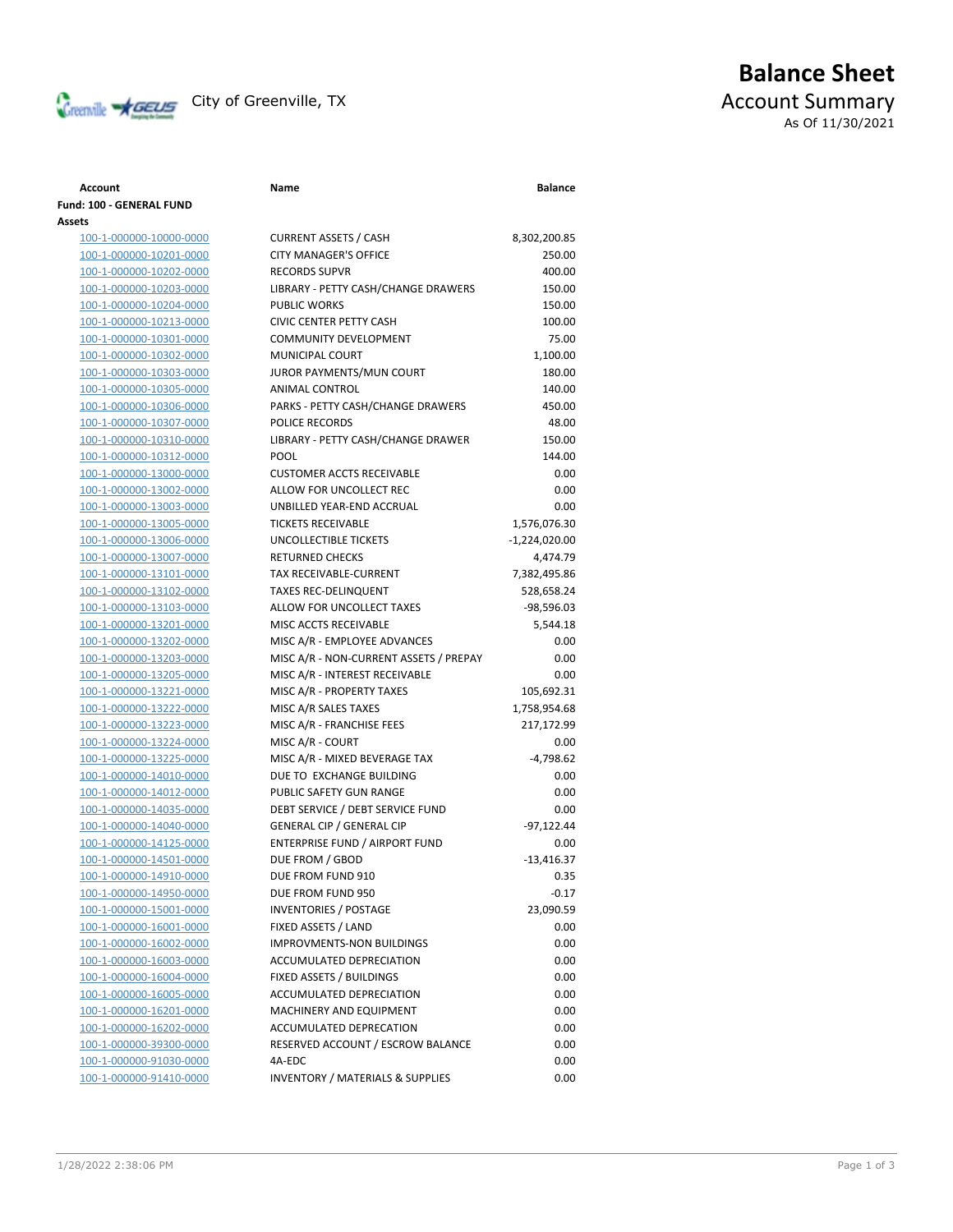City of Greenville, TX

# Balance Sheet

## Account Summary

As Of 11/30/2021

| Account | Name | Balance |
|---|---|---|
| **Fund: 100 - GENERAL FUND** | | |
| **Assets** | | |
| 100-1-000000-10000-0000 | CURRENT ASSETS / CASH | 8,302,200.85 |
| 100-1-000000-10201-0000 | CITY MANAGER'S OFFICE | 250.00 |
| 100-1-000000-10202-0000 | RECORDS SUPVR | 400.00 |
| 100-1-000000-10203-0000 | LIBRARY - PETTY CASH/CHANGE DRAWERS | 150.00 |
| 100-1-000000-10204-0000 | PUBLIC WORKS | 150.00 |
| 100-1-000000-10213-0000 | CIVIC CENTER PETTY CASH | 100.00 |
| 100-1-000000-10301-0000 | COMMUNITY DEVELOPMENT | 75.00 |
| 100-1-000000-10302-0000 | MUNICIPAL COURT | 1,100.00 |
| 100-1-000000-10303-0000 | JUROR PAYMENTS/MUN COURT | 180.00 |
| 100-1-000000-10305-0000 | ANIMAL CONTROL | 140.00 |
| 100-1-000000-10306-0000 | PARKS - PETTY CASH/CHANGE DRAWERS | 450.00 |
| 100-1-000000-10307-0000 | POLICE RECORDS | 48.00 |
| 100-1-000000-10310-0000 | LIBRARY - PETTY CASH/CHANGE DRAWER | 150.00 |
| 100-1-000000-10312-0000 | POOL | 144.00 |
| 100-1-000000-13000-0000 | CUSTOMER ACCTS RECEIVABLE | 0.00 |
| 100-1-000000-13002-0000 | ALLOW FOR UNCOLLECT REC | 0.00 |
| 100-1-000000-13003-0000 | UNBILLED YEAR-END ACCRUAL | 0.00 |
| 100-1-000000-13005-0000 | TICKETS RECEIVABLE | 1,576,076.30 |
| 100-1-000000-13006-0000 | UNCOLLECTIBLE TICKETS | -1,224,020.00 |
| 100-1-000000-13007-0000 | RETURNED CHECKS | 4,474.79 |
| 100-1-000000-13101-0000 | TAX RECEIVABLE-CURRENT | 7,382,495.86 |
| 100-1-000000-13102-0000 | TAXES REC-DELINQUENT | 528,658.24 |
| 100-1-000000-13103-0000 | ALLOW FOR UNCOLLECT TAXES | -98,596.03 |
| 100-1-000000-13201-0000 | MISC ACCTS RECEIVABLE | 5,544.18 |
| 100-1-000000-13202-0000 | MISC A/R - EMPLOYEE ADVANCES | 0.00 |
| 100-1-000000-13203-0000 | MISC A/R - NON-CURRENT ASSETS / PREPAY | 0.00 |
| 100-1-000000-13205-0000 | MISC A/R - INTEREST RECEIVABLE | 0.00 |
| 100-1-000000-13221-0000 | MISC A/R - PROPERTY TAXES | 105,692.31 |
| 100-1-000000-13222-0000 | MISC A/R SALES TAXES | 1,758,954.68 |
| 100-1-000000-13223-0000 | MISC A/R - FRANCHISE FEES | 217,172.99 |
| 100-1-000000-13224-0000 | MISC A/R - COURT | 0.00 |
| 100-1-000000-13225-0000 | MISC A/R - MIXED BEVERAGE TAX | -4,798.62 |
| 100-1-000000-14010-0000 | DUE TO EXCHANGE BUILDING | 0.00 |
| 100-1-000000-14012-0000 | PUBLIC SAFETY GUN RANGE | 0.00 |
| 100-1-000000-14035-0000 | DEBT SERVICE / DEBT SERVICE FUND | 0.00 |
| 100-1-000000-14040-0000 | GENERAL CIP / GENERAL CIP | -97,122.44 |
| 100-1-000000-14125-0000 | ENTERPRISE FUND / AIRPORT FUND | 0.00 |
| 100-1-000000-14501-0000 | DUE FROM / GBOD | -13,416.37 |
| 100-1-000000-14910-0000 | DUE FROM FUND 910 | 0.35 |
| 100-1-000000-14950-0000 | DUE FROM FUND 950 | -0.17 |
| 100-1-000000-15001-0000 | INVENTORIES / POSTAGE | 23,090.59 |
| 100-1-000000-16001-0000 | FIXED ASSETS / LAND | 0.00 |
| 100-1-000000-16002-0000 | IMPROVMENTS-NON BUILDINGS | 0.00 |
| 100-1-000000-16003-0000 | ACCUMULATED DEPRECIATION | 0.00 |
| 100-1-000000-16004-0000 | FIXED ASSETS / BUILDINGS | 0.00 |
| 100-1-000000-16005-0000 | ACCUMULATED DEPRECIATION | 0.00 |
| 100-1-000000-16201-0000 | MACHINERY AND EQUIPMENT | 0.00 |
| 100-1-000000-16202-0000 | ACCUMULATED DEPRECATION | 0.00 |
| 100-1-000000-39300-0000 | RESERVED ACCOUNT / ESCROW BALANCE | 0.00 |
| 100-1-000000-91030-0000 | 4A-EDC | 0.00 |
| 100-1-000000-91410-0000 | INVENTORY / MATERIALS & SUPPLIES | 0.00 |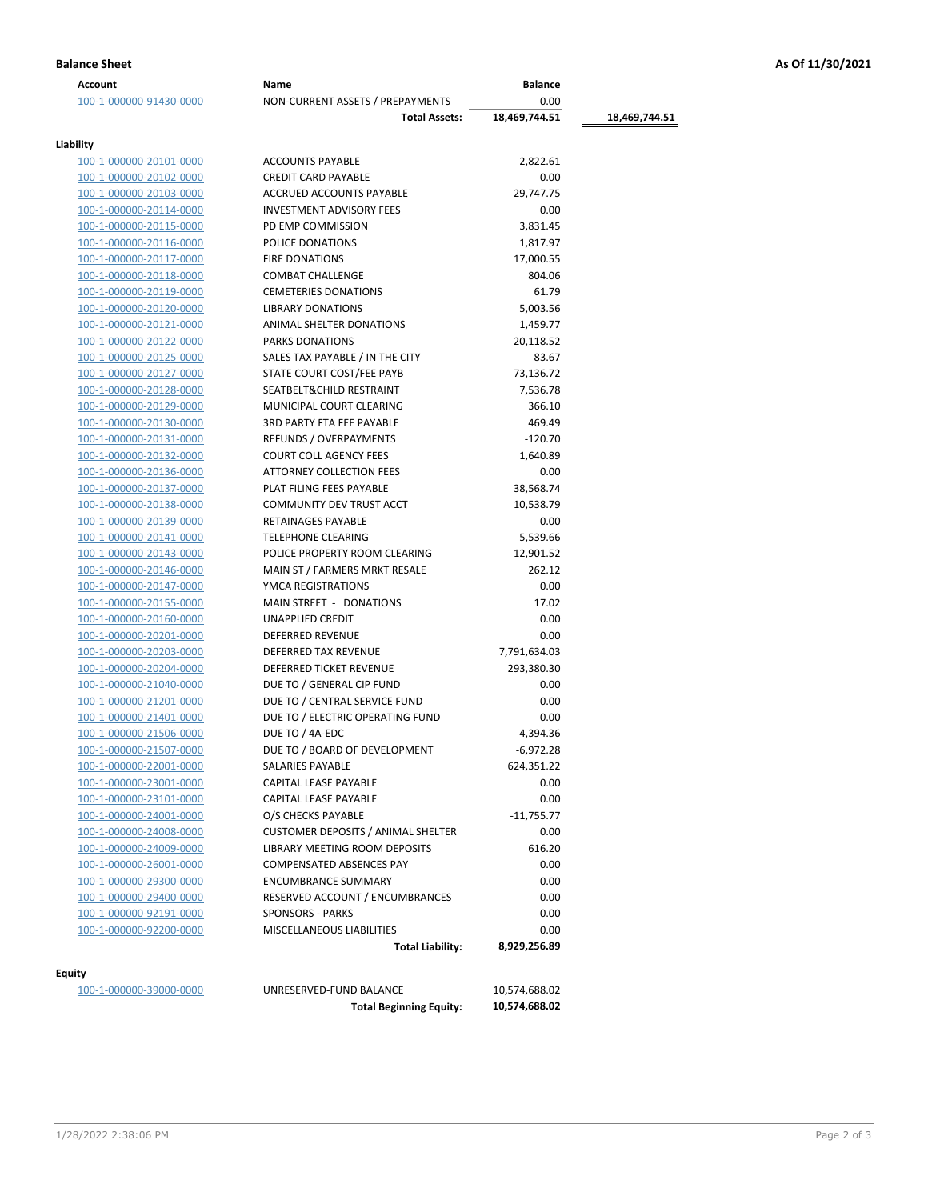**Balance Sheet** — As Of 11/30/2021

| Account | Name | Balance | |
|---|---|---|---|
| 100-1-000000-91430-0000 | NON-CURRENT ASSETS / PREPAYMENTS | 0.00 | |
| | **Total Assets:** | **18,469,744.51** | **18,469,744.51** |

**Liability**

| Account | Name | Balance |
|---|---|---|
| 100-1-000000-20101-0000 | ACCOUNTS PAYABLE | 2,822.61 |
| 100-1-000000-20102-0000 | CREDIT CARD PAYABLE | 0.00 |
| 100-1-000000-20103-0000 | ACCRUED ACCOUNTS PAYABLE | 29,747.75 |
| 100-1-000000-20114-0000 | INVESTMENT ADVISORY FEES | 0.00 |
| 100-1-000000-20115-0000 | PD EMP COMMISSION | 3,831.45 |
| 100-1-000000-20116-0000 | POLICE DONATIONS | 1,817.97 |
| 100-1-000000-20117-0000 | FIRE DONATIONS | 17,000.55 |
| 100-1-000000-20118-0000 | COMBAT CHALLENGE | 804.06 |
| 100-1-000000-20119-0000 | CEMETERIES DONATIONS | 61.79 |
| 100-1-000000-20120-0000 | LIBRARY DONATIONS | 5,003.56 |
| 100-1-000000-20121-0000 | ANIMAL SHELTER DONATIONS | 1,459.77 |
| 100-1-000000-20122-0000 | PARKS DONATIONS | 20,118.52 |
| 100-1-000000-20125-0000 | SALES TAX PAYABLE / IN THE CITY | 83.67 |
| 100-1-000000-20127-0000 | STATE COURT COST/FEE PAYB | 73,136.72 |
| 100-1-000000-20128-0000 | SEATBELT&CHILD RESTRAINT | 7,536.78 |
| 100-1-000000-20129-0000 | MUNICIPAL COURT CLEARING | 366.10 |
| 100-1-000000-20130-0000 | 3RD PARTY FTA FEE PAYABLE | 469.49 |
| 100-1-000000-20131-0000 | REFUNDS / OVERPAYMENTS | -120.70 |
| 100-1-000000-20132-0000 | COURT COLL AGENCY FEES | 1,640.89 |
| 100-1-000000-20136-0000 | ATTORNEY COLLECTION FEES | 0.00 |
| 100-1-000000-20137-0000 | PLAT FILING FEES PAYABLE | 38,568.74 |
| 100-1-000000-20138-0000 | COMMUNITY DEV TRUST ACCT | 10,538.79 |
| 100-1-000000-20139-0000 | RETAINAGES PAYABLE | 0.00 |
| 100-1-000000-20141-0000 | TELEPHONE CLEARING | 5,539.66 |
| 100-1-000000-20143-0000 | POLICE PROPERTY ROOM CLEARING | 12,901.52 |
| 100-1-000000-20146-0000 | MAIN ST / FARMERS MRKT RESALE | 262.12 |
| 100-1-000000-20147-0000 | YMCA REGISTRATIONS | 0.00 |
| 100-1-000000-20155-0000 | MAIN STREET - DONATIONS | 17.02 |
| 100-1-000000-20160-0000 | UNAPPLIED CREDIT | 0.00 |
| 100-1-000000-20201-0000 | DEFERRED REVENUE | 0.00 |
| 100-1-000000-20203-0000 | DEFERRED TAX REVENUE | 7,791,634.03 |
| 100-1-000000-20204-0000 | DEFERRED TICKET REVENUE | 293,380.30 |
| 100-1-000000-21040-0000 | DUE TO / GENERAL CIP FUND | 0.00 |
| 100-1-000000-21201-0000 | DUE TO / CENTRAL SERVICE FUND | 0.00 |
| 100-1-000000-21401-0000 | DUE TO / ELECTRIC OPERATING FUND | 0.00 |
| 100-1-000000-21506-0000 | DUE TO / 4A-EDC | 4,394.36 |
| 100-1-000000-21507-0000 | DUE TO / BOARD OF DEVELOPMENT | -6,972.28 |
| 100-1-000000-22001-0000 | SALARIES PAYABLE | 624,351.22 |
| 100-1-000000-23001-0000 | CAPITAL LEASE PAYABLE | 0.00 |
| 100-1-000000-23101-0000 | CAPITAL LEASE PAYABLE | 0.00 |
| 100-1-000000-24001-0000 | O/S CHECKS PAYABLE | -11,755.77 |
| 100-1-000000-24008-0000 | CUSTOMER DEPOSITS / ANIMAL SHELTER | 0.00 |
| 100-1-000000-24009-0000 | LIBRARY MEETING ROOM DEPOSITS | 616.20 |
| 100-1-000000-26001-0000 | COMPENSATED ABSENCES PAY | 0.00 |
| 100-1-000000-29300-0000 | ENCUMBRANCE SUMMARY | 0.00 |
| 100-1-000000-29400-0000 | RESERVED ACCOUNT / ENCUMBRANCES | 0.00 |
| 100-1-000000-92191-0000 | SPONSORS - PARKS | 0.00 |
| 100-1-000000-92200-0000 | MISCELLANEOUS LIABILITIES | 0.00 |
| | **Total Liability:** | **8,929,256.89** |

**Equity**

| Account | Name | Balance |
|---|---|---|
| 100-1-000000-39000-0000 | UNRESERVED-FUND BALANCE | 10,574,688.02 |
| | **Total Beginning Equity:** | **10,574,688.02** |

1/28/2022 2:38:06 PM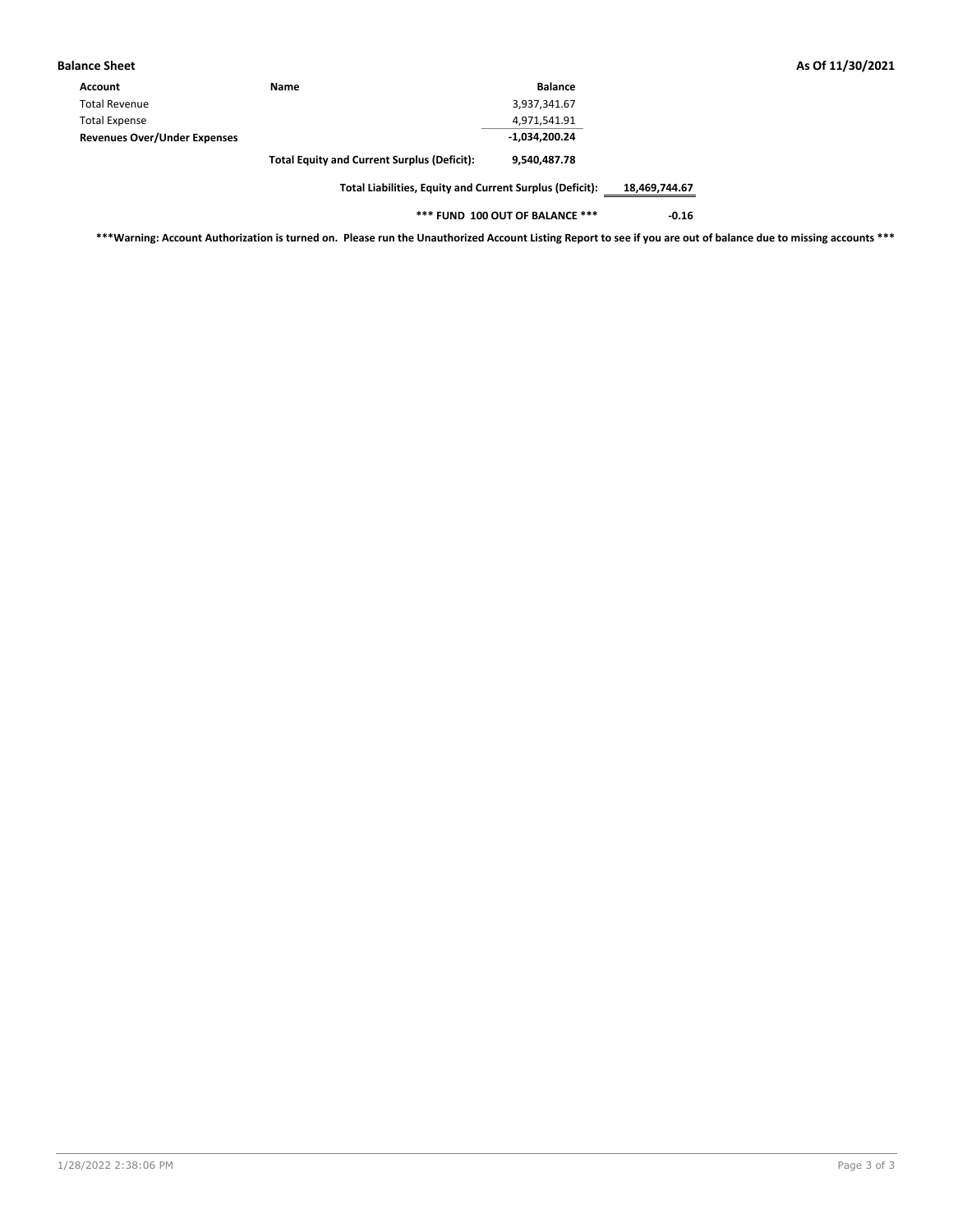**Balance Sheet** **As Of 11/30/2021**

| Account | Name | Balance | |
|---|---|---|---|
| Total Revenue | | 3,937,341.67 | |
| Total Expense | | 4,971,541.91 | |
| **Revenues Over/Under Expenses** | | **-1,034,200.24** | |
| | **Total Equity and Current Surplus (Deficit):** | **9,540,487.78** | |
| | **Total Liabilities, Equity and Current Surplus (Deficit):** | | **18,469,744.67** |
| | **\*\*\* FUND 100 OUT OF BALANCE \*\*\*** | | **-0.16** |

**\*\*\*Warning: Account Authorization is turned on. Please run the Unauthorized Account Listing Report to see if you are out of balance due to missing accounts \*\*\***

1/28/2022 2:38:06 PM